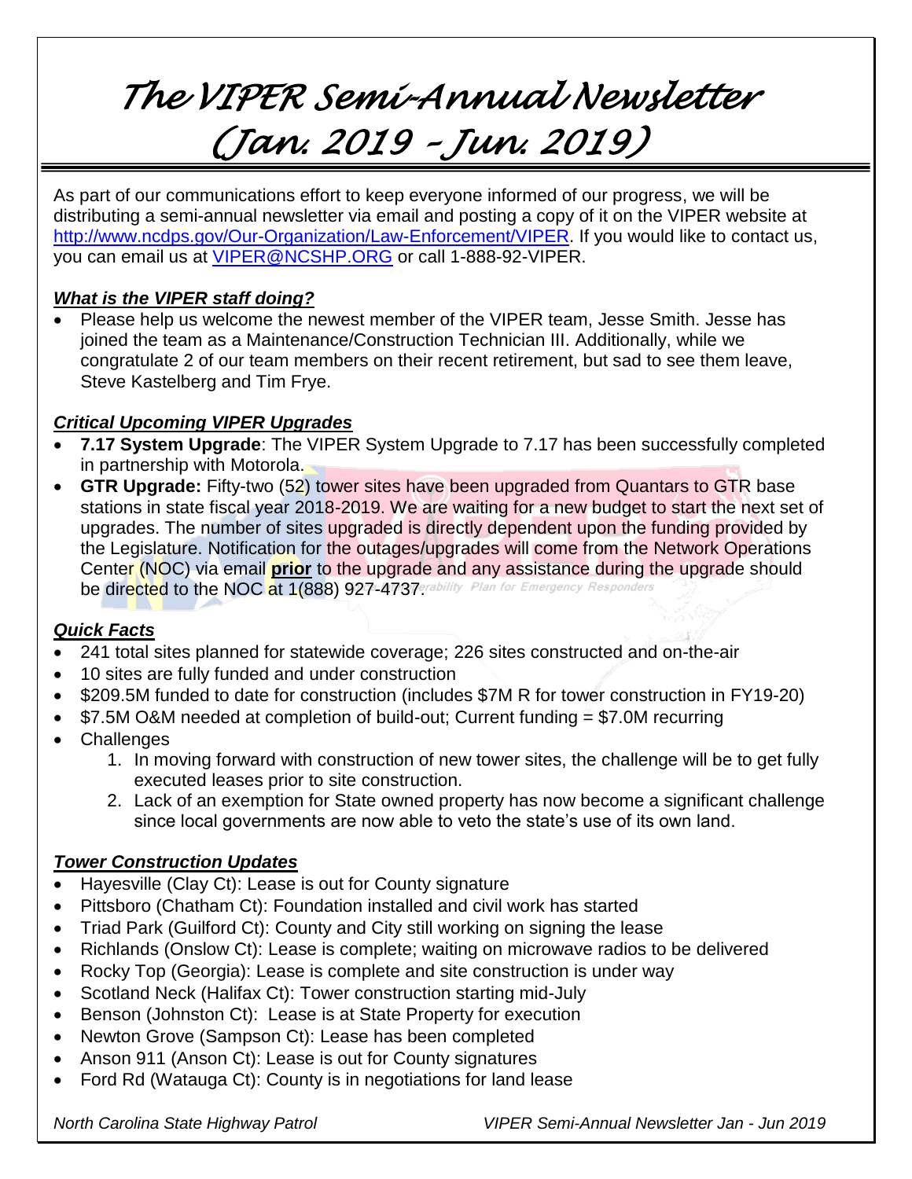# The VIPER Semi-Annual Newsletter (Jan. 2019 – Jun. 2019)

As part of our communications effort to keep everyone informed of our progress, we will be distributing a semi-annual newsletter via email and posting a copy of it on the VIPER website at http://www.ncdps.gov/Our-Organization/Law-Enforcement/VIPER. If you would like to contact us, you can email us at VIPER@NCSHP.ORG or call 1-888-92-VIPER.

### *What is the VIPER staff doing?*

- Please help us welcome the newest member of the VIPER team, Jesse Smith. Jesse has joined the team as a Maintenance/Construction Technician III. Additionally, while we congratulate 2 of our team members on their recent retirement, but sad to see them leave, Steve Kastelberg and Tim Frye.

### *Critical Upcoming VIPER Upgrades*

- **7.17 System Upgrade**: The VIPER System Upgrade to 7.17 has been successfully completed in partnership with Motorola.
- **GTR Upgrade:** Fifty-two (52) tower sites have been upgraded from Quantars to GTR base stations in state fiscal year 2018-2019. We are waiting for a new budget to start the next set of upgrades. The number of sites upgraded is directly dependent upon the funding provided by the Legislature. Notification for the outages/upgrades will come from the Network Operations Center (NOC) via email **prior** to the upgrade and any assistance during the upgrade should be directed to the NOC at 1(888) 927-4737.

### *Quick Facts*

- 241 total sites planned for statewide coverage; 226 sites constructed and on-the-air
- 10 sites are fully funded and under construction
- \$209.5M funded to date for construction (includes \$7M R for tower construction in FY19-20)
- \$7.5M O&M needed at completion of build-out; Current funding = \$7.0M recurring
- Challenges
  1. In moving forward with construction of new tower sites, the challenge will be to get fully executed leases prior to site construction.
  2. Lack of an exemption for State owned property has now become a significant challenge since local governments are now able to veto the state's use of its own land.

### *Tower Construction Updates*

- Hayesville (Clay Ct): Lease is out for County signature
- Pittsboro (Chatham Ct): Foundation installed and civil work has started
- Triad Park (Guilford Ct): County and City still working on signing the lease
- Richlands (Onslow Ct): Lease is complete; waiting on microwave radios to be delivered
- Rocky Top (Georgia): Lease is complete and site construction is under way
- Scotland Neck (Halifax Ct): Tower construction starting mid-July
- Benson (Johnston Ct): Lease is at State Property for execution
- Newton Grove (Sampson Ct): Lease has been completed
- Anson 911 (Anson Ct): Lease is out for County signatures
- Ford Rd (Watauga Ct): County is in negotiations for land lease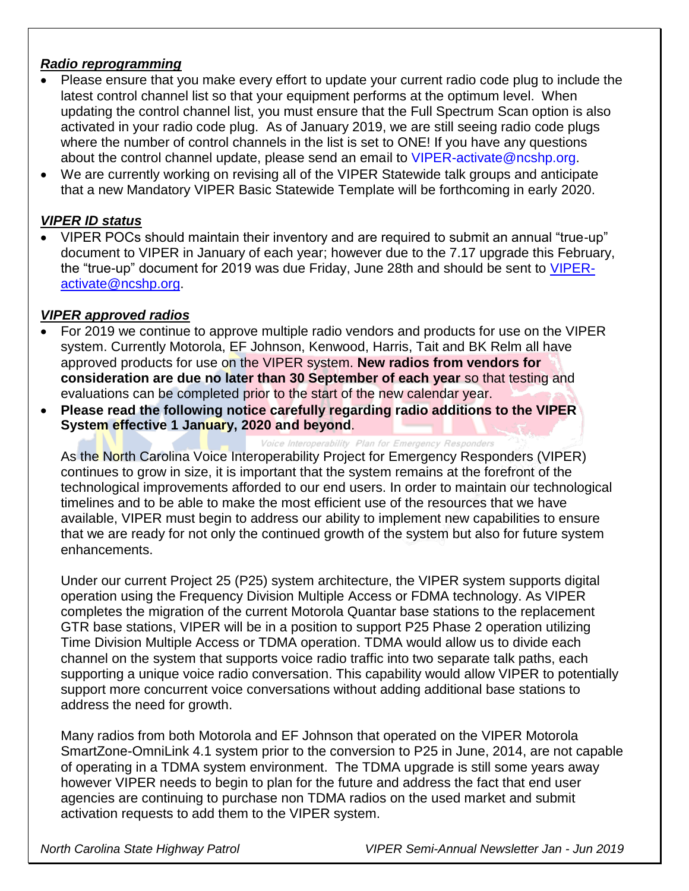***Radio reprogramming***

- Please ensure that you make every effort to update your current radio code plug to include the latest control channel list so that your equipment performs at the optimum level. When updating the control channel list, you must ensure that the Full Spectrum Scan option is also activated in your radio code plug. As of January 2019, we are still seeing radio code plugs where the number of control channels in the list is set to ONE! If you have any questions about the control channel update, please send an email to VIPER-activate@ncshp.org.
- We are currently working on revising all of the VIPER Statewide talk groups and anticipate that a new Mandatory VIPER Basic Statewide Template will be forthcoming in early 2020.

***VIPER ID status***

- VIPER POCs should maintain their inventory and are required to submit an annual "true-up" document to VIPER in January of each year; however due to the 7.17 upgrade this February, the "true-up" document for 2019 was due Friday, June 28th and should be sent to VIPER-activate@ncshp.org.

***VIPER approved radios***

- For 2019 we continue to approve multiple radio vendors and products for use on the VIPER system. Currently Motorola, EF Johnson, Kenwood, Harris, Tait and BK Relm all have approved products for use on the VIPER system. **New radios from vendors for consideration are due no later than 30 September of each year** so that testing and evaluations can be completed prior to the start of the new calendar year.
- **Please read the following notice carefully regarding radio additions to the VIPER System effective 1 January, 2020 and beyond**.

  As the North Carolina Voice Interoperability Project for Emergency Responders (VIPER) continues to grow in size, it is important that the system remains at the forefront of the technological improvements afforded to our end users. In order to maintain our technological timelines and to be able to make the most efficient use of the resources that we have available, VIPER must begin to address our ability to implement new capabilities to ensure that we are ready for not only the continued growth of the system but also for future system enhancements.

  Under our current Project 25 (P25) system architecture, the VIPER system supports digital operation using the Frequency Division Multiple Access or FDMA technology. As VIPER completes the migration of the current Motorola Quantar base stations to the replacement GTR base stations, VIPER will be in a position to support P25 Phase 2 operation utilizing Time Division Multiple Access or TDMA operation. TDMA would allow us to divide each channel on the system that supports voice radio traffic into two separate talk paths, each supporting a unique voice radio conversation. This capability would allow VIPER to potentially support more concurrent voice conversations without adding additional base stations to address the need for growth.

  Many radios from both Motorola and EF Johnson that operated on the VIPER Motorola SmartZone-OmniLink 4.1 system prior to the conversion to P25 in June, 2014, are not capable of operating in a TDMA system environment. The TDMA upgrade is still some years away however VIPER needs to begin to plan for the future and address the fact that end user agencies are continuing to purchase non TDMA radios on the used market and submit activation requests to add them to the VIPER system.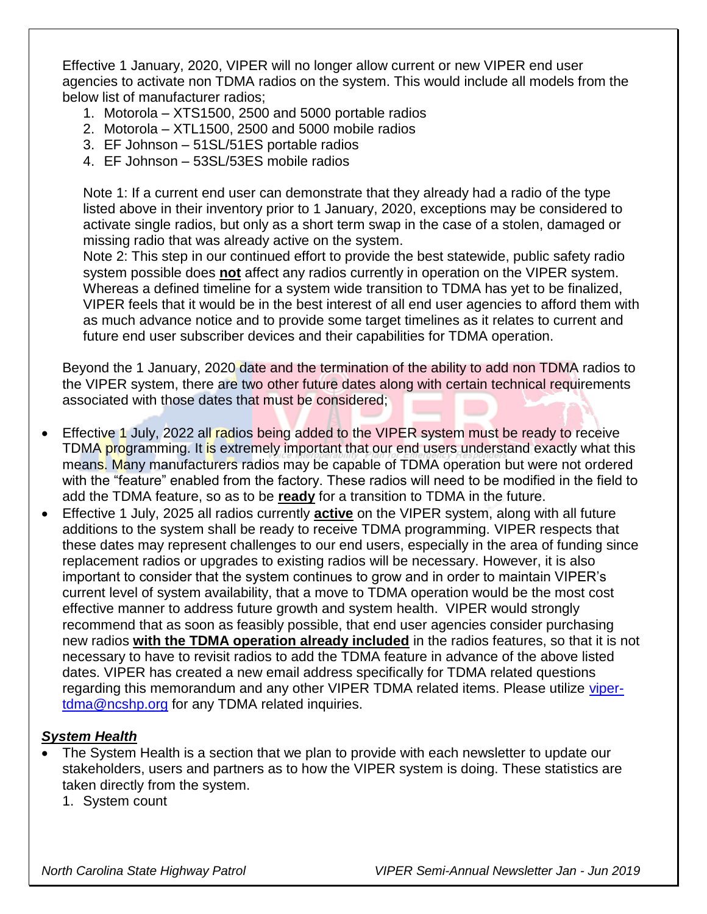Effective 1 January, 2020, VIPER will no longer allow current or new VIPER end user agencies to activate non TDMA radios on the system. This would include all models from the below list of manufacturer radios;

1. Motorola – XTS1500, 2500 and 5000 portable radios
2. Motorola – XTL1500, 2500 and 5000 mobile radios
3. EF Johnson – 51SL/51ES portable radios
4. EF Johnson – 53SL/53ES mobile radios

Note 1: If a current end user can demonstrate that they already had a radio of the type listed above in their inventory prior to 1 January, 2020, exceptions may be considered to activate single radios, but only as a short term swap in the case of a stolen, damaged or missing radio that was already active on the system.

Note 2: This step in our continued effort to provide the best statewide, public safety radio system possible does **not** affect any radios currently in operation on the VIPER system. Whereas a defined timeline for a system wide transition to TDMA has yet to be finalized, VIPER feels that it would be in the best interest of all end user agencies to afford them with as much advance notice and to provide some target timelines as it relates to current and future end user subscriber devices and their capabilities for TDMA operation.

Beyond the 1 January, 2020 date and the termination of the ability to add non TDMA radios to the VIPER system, there are two other future dates along with certain technical requirements associated with those dates that must be considered;

- Effective 1 July, 2022 all radios being added to the VIPER system must be ready to receive TDMA programming. It is extremely important that our end users understand exactly what this means. Many manufacturers radios may be capable of TDMA operation but were not ordered with the "feature" enabled from the factory. These radios will need to be modified in the field to add the TDMA feature, so as to be **ready** for a transition to TDMA in the future.
- Effective 1 July, 2025 all radios currently **active** on the VIPER system, along with all future additions to the system shall be ready to receive TDMA programming. VIPER respects that these dates may represent challenges to our end users, especially in the area of funding since replacement radios or upgrades to existing radios will be necessary. However, it is also important to consider that the system continues to grow and in order to maintain VIPER's current level of system availability, that a move to TDMA operation would be the most cost effective manner to address future growth and system health. VIPER would strongly recommend that as soon as feasibly possible, that end user agencies consider purchasing new radios **with the TDMA operation already included** in the radios features, so that it is not necessary to have to revisit radios to add the TDMA feature in advance of the above listed dates. VIPER has created a new email address specifically for TDMA related questions regarding this memorandum and any other VIPER TDMA related items. Please utilize viper-tdma@ncshp.org for any TDMA related inquiries.

***System Health***

- The System Health is a section that we plan to provide with each newsletter to update our stakeholders, users and partners as to how the VIPER system is doing. These statistics are taken directly from the system.
  1. System count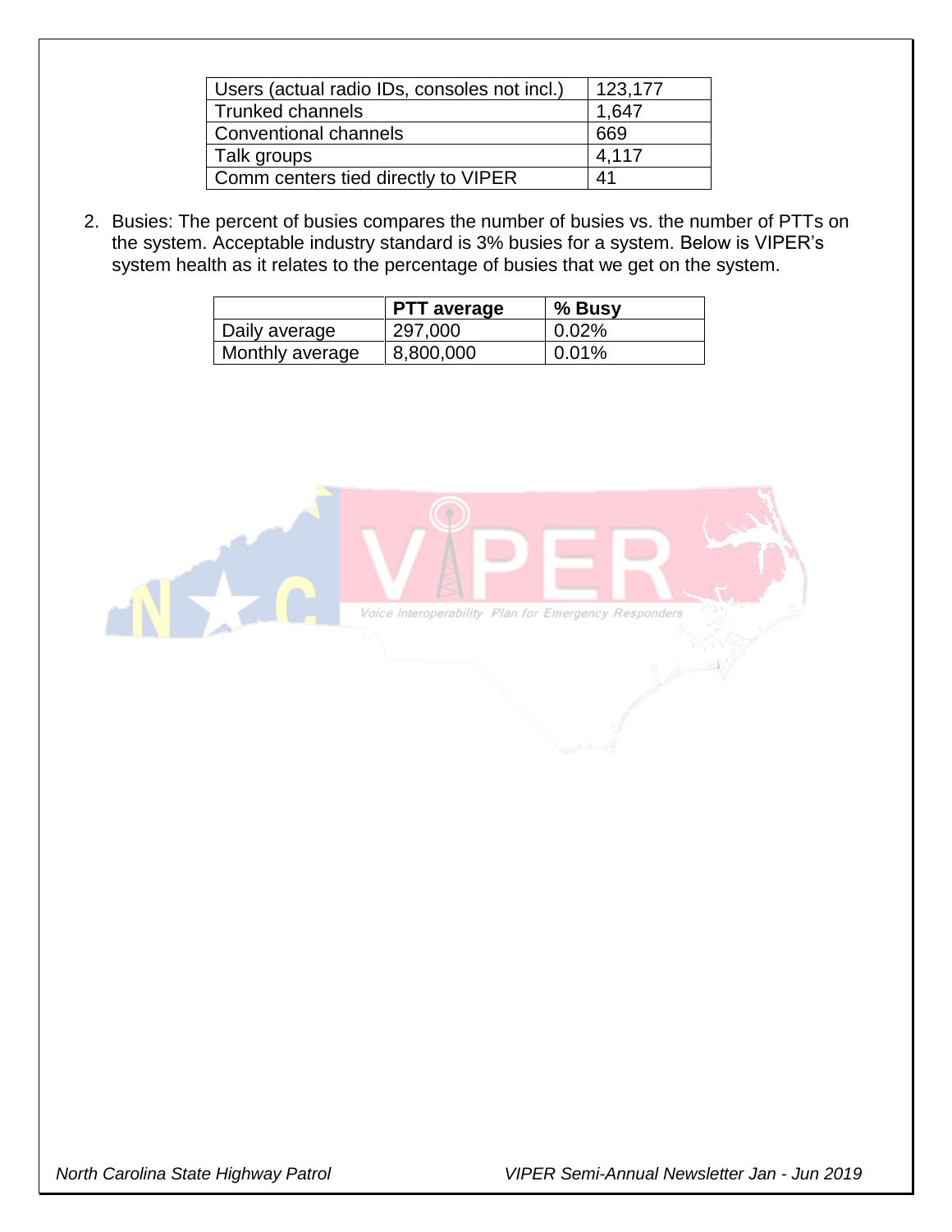| | |
|---|---|
| Users (actual radio IDs, consoles not incl.) | 123,177 |
| Trunked channels | 1,647 |
| Conventional channels | 669 |
| Talk groups | 4,117 |
| Comm centers tied directly to VIPER | 41 |

2. Busies: The percent of busies compares the number of busies vs. the number of PTTs on the system. Acceptable industry standard is 3% busies for a system. Below is VIPER's system health as it relates to the percentage of busies that we get on the system.

| | **PTT average** | **% Busy** |
|---|---|---|
| Daily average | 297,000 | 0.02% |
| Monthly average | 8,800,000 | 0.01% |